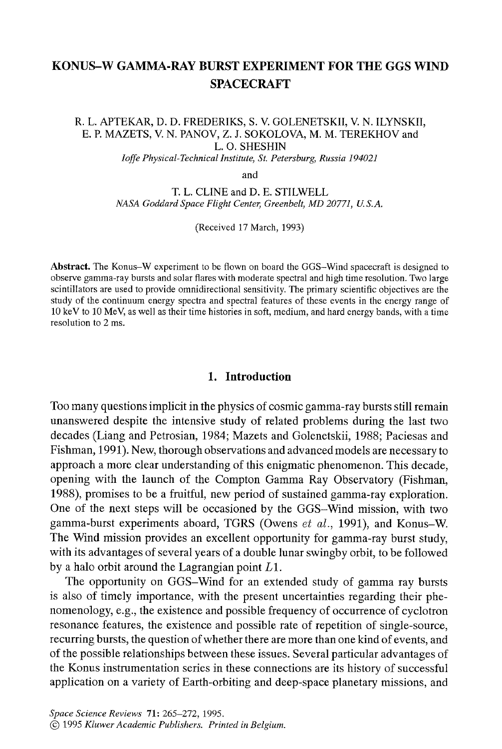# KONUS–W GAMMA-RAY BURST EXPERIMENT FOR THE GGS WIND SPACECRAFT

R. L. APTEKAR, D. D. FREDERIKS, S. V. GOLENETSKII, V. N. ILYNSKII, E. P. MAZETS, V. N. PANOV, Z. J. SOKOLOVA, M. M. TEREKHOV and L. O. SHESHIN

*Ioffe Physical-Technical Institute, St. Petersburg, Russia 194021*

and

T. L. CLINE and D. E. STILWELL

*NASA Goddard Space Flight Center, Greenbelt, MD 20771, U.S.A.*

(Received 17 March, 1993)

**Abstract.** The Konus–W experiment to be flown on board the GGS–Wind spacecraft is designed to observe gamma-ray bursts and solar flares with moderate spectral and high time resolution. Two large scintillators are used to provide omnidirectional sensitivity. The primary scientific objectives are the study of the continuum energy spectra and spectral features of these events in the energy range of 10 keV to 10 MeV, as well as their time histories in soft, medium, and hard energy bands, with a time resolution to 2 ms.

## 1. Introduction

Too many questions implicit in the physics of cosmic gamma-ray bursts still remain unanswered despite the intensive study of related problems during the last two decades (Liang and Petrosian, 1984; Mazets and Golenetskii, 1988; Paciesas and Fishman, 1991). New, thorough observations and advanced models are necessary to approach a more clear understanding of this enigmatic phenomenon. This decade, opening with the launch of the Compton Gamma Ray Observatory (Fishman, 1988), promises to be a fruitful, new period of sustained gamma-ray exploration. One of the next steps will be occasioned by the GGS–Wind mission, with two gamma-burst experiments aboard, TGRS (Owens *et al.*, 1991), and Konus–W. The Wind mission provides an excellent opportunity for gamma-ray burst study, with its advantages of several years of a double lunar swingby orbit, to be followed by a halo orbit around the Lagrangian point $L1$.

The opportunity on GGS–Wind for an extended study of gamma ray bursts is also of timely importance, with the present uncertainties regarding their phenomenology, e.g., the existence and possible frequency of occurrence of cyclotron resonance features, the existence and possible rate of repetition of single-source, recurring bursts, the question of whether there are more than one kind of events, and of the possible relationships between these issues. Several particular advantages of the Konus instrumentation series in these connections are its history of successful application on a variety of Earth-orbiting and deep-space planetary missions, and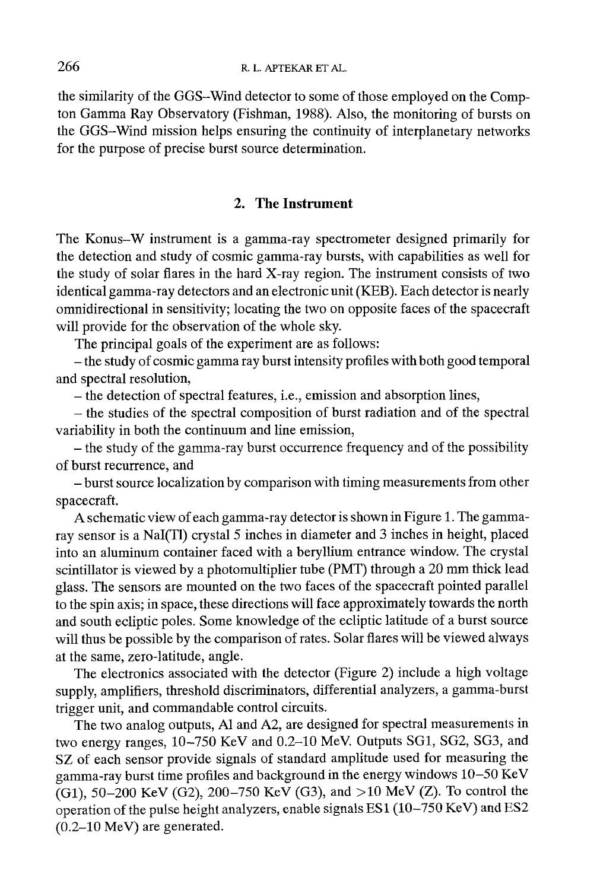the similarity of the GGS–Wind detector to some of those employed on the Compton Gamma Ray Observatory (Fishman, 1988). Also, the monitoring of bursts on the GGS–Wind mission helps ensuring the continuity of interplanetary networks for the purpose of precise burst source determination.

## 2. The Instrument

The Konus–W instrument is a gamma-ray spectrometer designed primarily for the detection and study of cosmic gamma-ray bursts, with capabilities as well for the study of solar flares in the hard X-ray region. The instrument consists of two identical gamma-ray detectors and an electronic unit (KEB). Each detector is nearly omnidirectional in sensitivity; locating the two on opposite faces of the spacecraft will provide for the observation of the whole sky.

The principal goals of the experiment are as follows:

– the study of cosmic gamma ray burst intensity profiles with both good temporal and spectral resolution,

– the detection of spectral features, i.e., emission and absorption lines,

– the studies of the spectral composition of burst radiation and of the spectral variability in both the continuum and line emission,

– the study of the gamma-ray burst occurrence frequency and of the possibility of burst recurrence, and

– burst source localization by comparison with timing measurements from other spacecraft.

A schematic view of each gamma-ray detector is shown in Figure 1. The gamma-ray sensor is a NaI(Tl) crystal 5 inches in diameter and 3 inches in height, placed into an aluminum container faced with a beryllium entrance window. The crystal scintillator is viewed by a photomultiplier tube (PMT) through a 20 mm thick lead glass. The sensors are mounted on the two faces of the spacecraft pointed parallel to the spin axis; in space, these directions will face approximately towards the north and south ecliptic poles. Some knowledge of the ecliptic latitude of a burst source will thus be possible by the comparison of rates. Solar flares will be viewed always at the same, zero-latitude, angle.

The electronics associated with the detector (Figure 2) include a high voltage supply, amplifiers, threshold discriminators, differential analyzers, a gamma-burst trigger unit, and commandable control circuits.

The two analog outputs, Al and A2, are designed for spectral measurements in two energy ranges, 10–750 KeV and 0.2–10 MeV. Outputs SG1, SG2, SG3, and SZ of each sensor provide signals of standard amplitude used for measuring the gamma-ray burst time profiles and background in the energy windows 10–50 KeV (G1), 50–200 KeV (G2), 200–750 KeV (G3), and >10 MeV (Z). To control the operation of the pulse height analyzers, enable signals ES1 (10–750 KeV) and ES2 (0.2–10 MeV) are generated.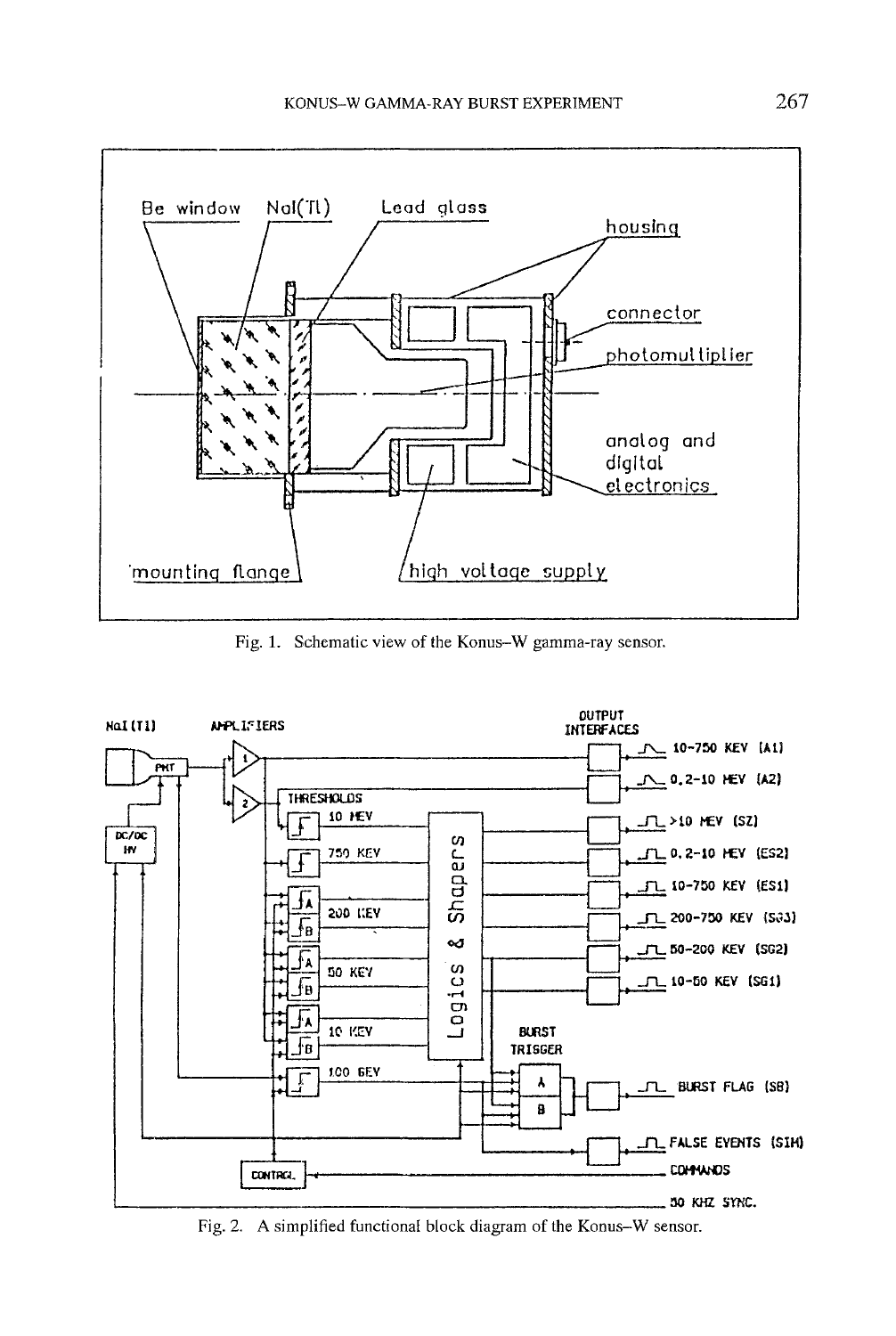Fig. 1. Schematic view of the Konus–W gamma-ray sensor.

Fig. 2. A simplified functional block diagram of the Konus–W sensor.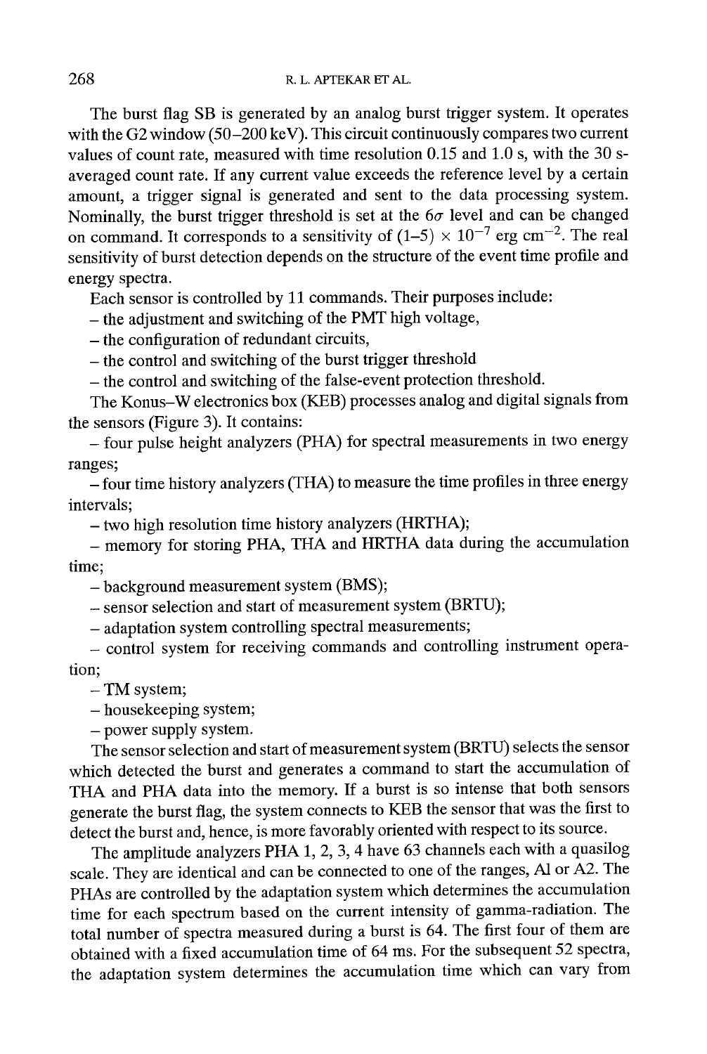The burst flag SB is generated by an analog burst trigger system. It operates with the G2 window (50–200 keV). This circuit continuously compares two current values of count rate, measured with time resolution 0.15 and 1.0 s, with the 30 s-averaged count rate. If any current value exceeds the reference level by a certain amount, a trigger signal is generated and sent to the data processing system. Nominally, the burst trigger threshold is set at the $6\sigma$ level and can be changed on command. It corresponds to a sensitivity of $(1–5) \times 10^{-7}$ erg cm$^{-2}$. The real sensitivity of burst detection depends on the structure of the event time profile and energy spectra.

Each sensor is controlled by 11 commands. Their purposes include:

– the adjustment and switching of the PMT high voltage,

– the configuration of redundant circuits,

– the control and switching of the burst trigger threshold

– the control and switching of the false-event protection threshold.

The Konus–W electronics box (KEB) processes analog and digital signals from the sensors (Figure 3). It contains:

– four pulse height analyzers (PHA) for spectral measurements in two energy ranges;

– four time history analyzers (THA) to measure the time profiles in three energy intervals;

– two high resolution time history analyzers (HRTHA);

– memory for storing PHA, THA and HRTHA data during the accumulation time;

– background measurement system (BMS);

– sensor selection and start of measurement system (BRTU);

– adaptation system controlling spectral measurements;

– control system for receiving commands and controlling instrument operation;

– TM system;

– housekeeping system;

– power supply system.

The sensor selection and start of measurement system (BRTU) selects the sensor which detected the burst and generates a command to start the accumulation of THA and PHA data into the memory. If a burst is so intense that both sensors generate the burst flag, the system connects to KEB the sensor that was the first to detect the burst and, hence, is more favorably oriented with respect to its source.

The amplitude analyzers PHA 1, 2, 3, 4 have 63 channels each with a quasilog scale. They are identical and can be connected to one of the ranges, A1 or A2. The PHAs are controlled by the adaptation system which determines the accumulation time for each spectrum based on the current intensity of gamma-radiation. The total number of spectra measured during a burst is 64. The first four of them are obtained with a fixed accumulation time of 64 ms. For the subsequent 52 spectra, the adaptation system determines the accumulation time which can vary from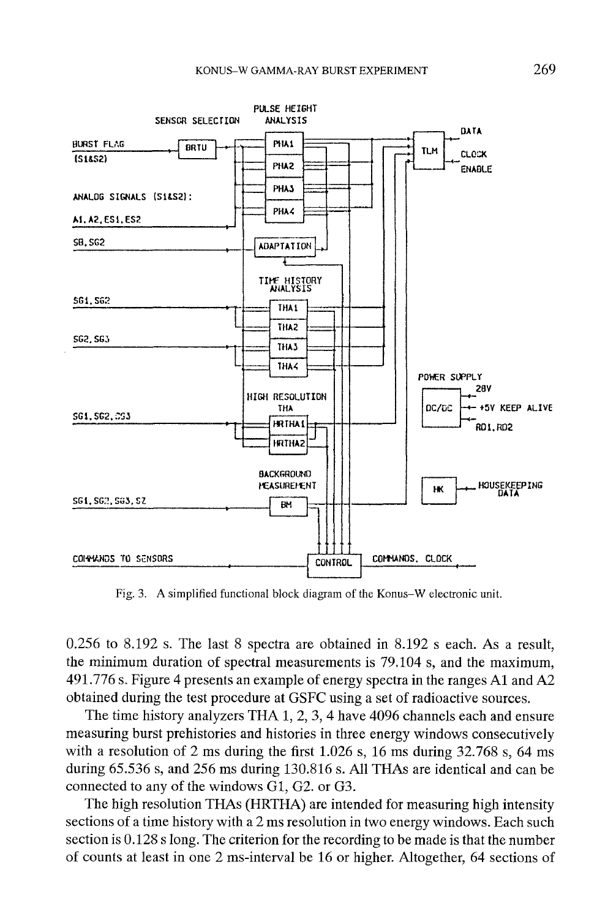Fig. 3. A simplified functional block diagram of the Konus–W electronic unit.

0.256 to 8.192 s. The last 8 spectra are obtained in 8.192 s each. As a result, the minimum duration of spectral measurements is 79.104 s, and the maximum, 491.776 s. Figure 4 presents an example of energy spectra in the ranges A1 and A2 obtained during the test procedure at GSFC using a set of radioactive sources.

The time history analyzers THA 1, 2, 3, 4 have 4096 channels each and ensure measuring burst prehistories and histories in three energy windows consecutively with a resolution of 2 ms during the first 1.026 s, 16 ms during 32.768 s, 64 ms during 65.536 s, and 256 ms during 130.816 s. All THAs are identical and can be connected to any of the windows G1, G2. or G3.

The high resolution THAs (HRTHA) are intended for measuring high intensity sections of a time history with a 2 ms resolution in two energy windows. Each such section is 0.128 s long. The criterion for the recording to be made is that the number of counts at least in one 2 ms-interval be 16 or higher. Altogether, 64 sections of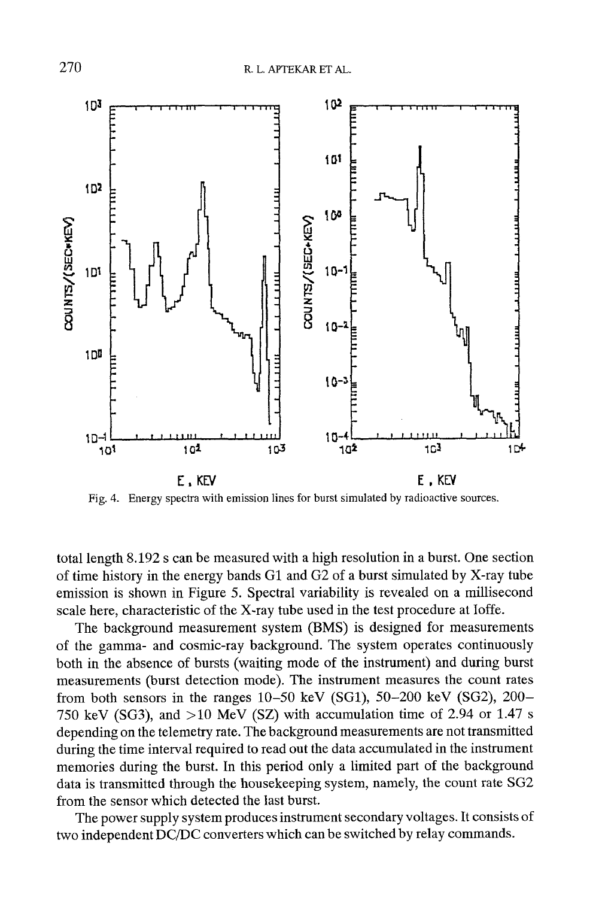Fig. 4. Energy spectra with emission lines for burst simulated by radioactive sources.

total length 8.192 s can be measured with a high resolution in a burst. One section of time history in the energy bands G1 and G2 of a burst simulated by X-ray tube emission is shown in Figure 5. Spectral variability is revealed on a millisecond scale here, characteristic of the X-ray tube used in the test procedure at Ioffe.

The background measurement system (BMS) is designed for measurements of the gamma- and cosmic-ray background. The system operates continuously both in the absence of bursts (waiting mode of the instrument) and during burst measurements (burst detection mode). The instrument measures the count rates from both sensors in the ranges 10–50 keV (SG1), 50–200 keV (SG2), 200–750 keV (SG3), and >10 MeV (SZ) with accumulation time of 2.94 or 1.47 s depending on the telemetry rate. The background measurements are not transmitted during the time interval required to read out the data accumulated in the instrument memories during the burst. In this period only a limited part of the background data is transmitted through the housekeeping system, namely, the count rate SG2 from the sensor which detected the last burst.

The power supply system produces instrument secondary voltages. It consists of two independent DC/DC converters which can be switched by relay commands.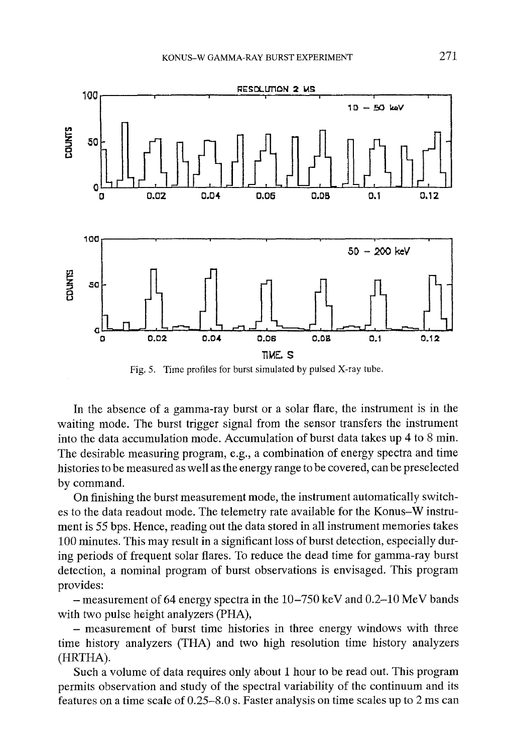Fig. 5. Time profiles for burst simulated by pulsed X-ray tube.

In the absence of a gamma-ray burst or a solar flare, the instrument is in the waiting mode. The burst trigger signal from the sensor transfers the instrument into the data accumulation mode. Accumulation of burst data takes up 4 to 8 min. The desirable measuring program, e.g., a combination of energy spectra and time histories to be measured as well as the energy range to be covered, can be preselected by command.

On finishing the burst measurement mode, the instrument automatically switches to the data readout mode. The telemetry rate available for the Konus–W instrument is 55 bps. Hence, reading out the data stored in all instrument memories takes 100 minutes. This may result in a significant loss of burst detection, especially during periods of frequent solar flares. To reduce the dead time for gamma-ray burst detection, a nominal program of burst observations is envisaged. This program provides:

– measurement of 64 energy spectra in the 10–750 keV and 0.2–10 MeV bands with two pulse height analyzers (PHA),

– measurement of burst time histories in three energy windows with three time history analyzers (THA) and two high resolution time history analyzers (HRTHA).

Such a volume of data requires only about 1 hour to be read out. This program permits observation and study of the spectral variability of the continuum and its features on a time scale of 0.25–8.0 s. Faster analysis on time scales up to 2 ms can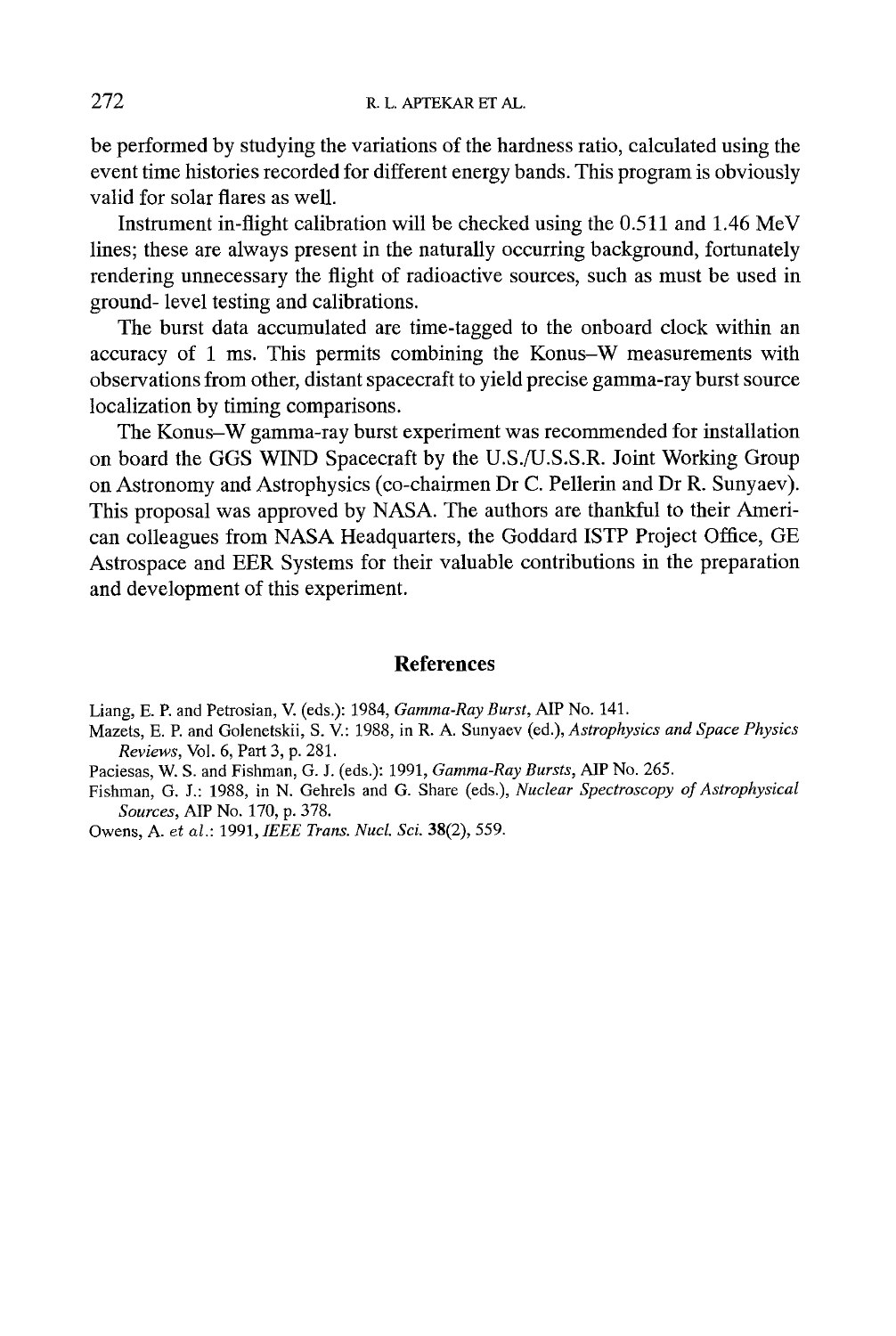be performed by studying the variations of the hardness ratio, calculated using the event time histories recorded for different energy bands. This program is obviously valid for solar flares as well.

Instrument in-flight calibration will be checked using the 0.511 and 1.46 MeV lines; these are always present in the naturally occurring background, fortunately rendering unnecessary the flight of radioactive sources, such as must be used in ground- level testing and calibrations.

The burst data accumulated are time-tagged to the onboard clock within an accuracy of 1 ms. This permits combining the Konus–W measurements with observations from other, distant spacecraft to yield precise gamma-ray burst source localization by timing comparisons.

The Konus–W gamma-ray burst experiment was recommended for installation on board the GGS WIND Spacecraft by the U.S./U.S.S.R. Joint Working Group on Astronomy and Astrophysics (co-chairmen Dr C. Pellerin and Dr R. Sunyaev). This proposal was approved by NASA. The authors are thankful to their American colleagues from NASA Headquarters, the Goddard ISTP Project Office, GE Astrospace and EER Systems for their valuable contributions in the preparation and development of this experiment.

## References

Liang, E. P. and Petrosian, V. (eds.): 1984, *Gamma-Ray Burst*, AIP No. 141.

Mazets, E. P. and Golenetskii, S. V.: 1988, in R. A. Sunyaev (ed.), *Astrophysics and Space Physics Reviews*, Vol. 6, Part 3, p. 281.

Paciesas, W. S. and Fishman, G. J. (eds.): 1991, *Gamma-Ray Bursts*, AIP No. 265.

Fishman, G. J.: 1988, in N. Gehrels and G. Share (eds.), *Nuclear Spectroscopy of Astrophysical Sources*, AIP No. 170, p. 378.

Owens, A. *et al.*: 1991, *IEEE Trans. Nucl. Sci.* **38**(2), 559.